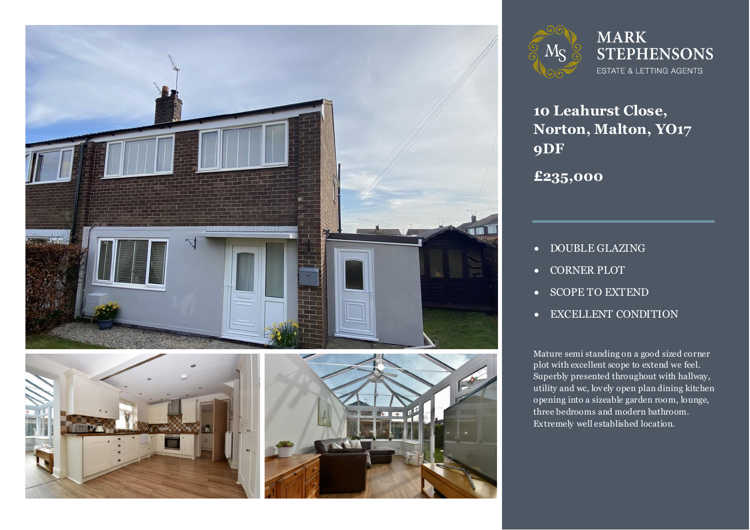MARK STEPHENSONS

ESTATE & LETTING AGENTS

# 10 Leahurst Close, Norton, Malton, YO17 9DF

## £235,000

- DOUBLE GLAZING
- CORNER PLOT
- SCOPE TO EXTEND
- EXCELLENT CONDITION

Mature semi standing on a good sized corner plot with excellent scope to extend we feel. Superbly presented throughout with hallway, utility and wc, lovely open plan dining kitchen opening into a sizeable garden room, lounge, three bedrooms and modern bathroom. Extremely well established location.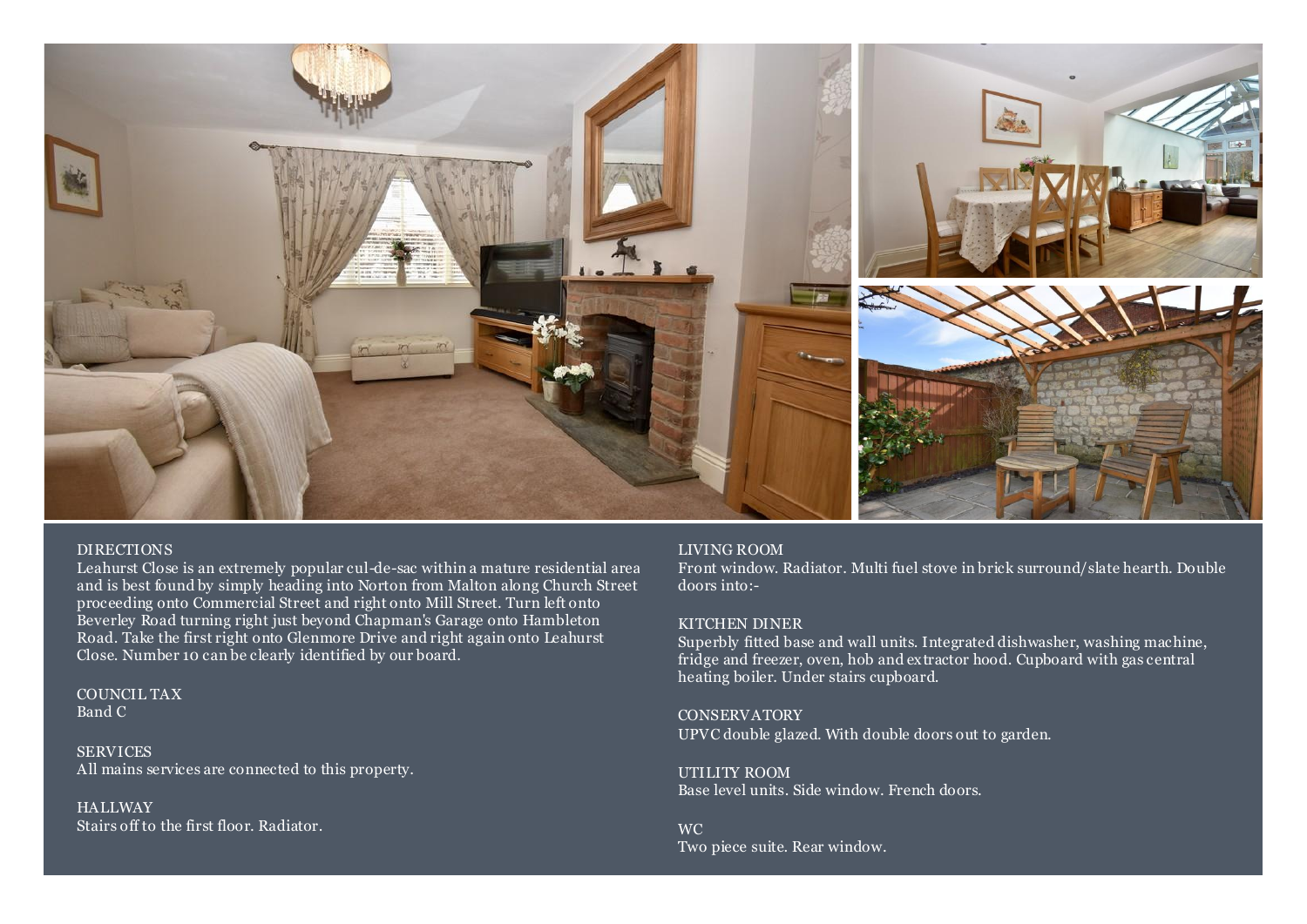## DIRECTIONS

Leahurst Close is an extremely popular cul-de-sac within a mature residential area and is best found by simply heading into Norton from Malton along Church Street proceeding onto Commercial Street and right onto Mill Street. Turn left onto Beverley Road turning right just beyond Chapman's Garage onto Hambleton Road. Take the first right onto Glenmore Drive and right again onto Leahurst Close. Number 10 can be clearly identified by our board.

## COUNCIL TAX

Band C

## SERVICES

All mains services are connected to this property.

## HALLWAY

Stairs off to the first floor. Radiator.

## LIVING ROOM

Front window. Radiator. Multi fuel stove in brick surround/slate hearth. Double doors into:-

## KITCHEN DINER

Superbly fitted base and wall units. Integrated dishwasher, washing machine, fridge and freezer, oven, hob and extractor hood. Cupboard with gas central heating boiler. Under stairs cupboard.

## CONSERVATORY

UPVC double glazed. With double doors out to garden.

## UTILITY ROOM

Base level units. Side window. French doors.

## WC

Two piece suite. Rear window.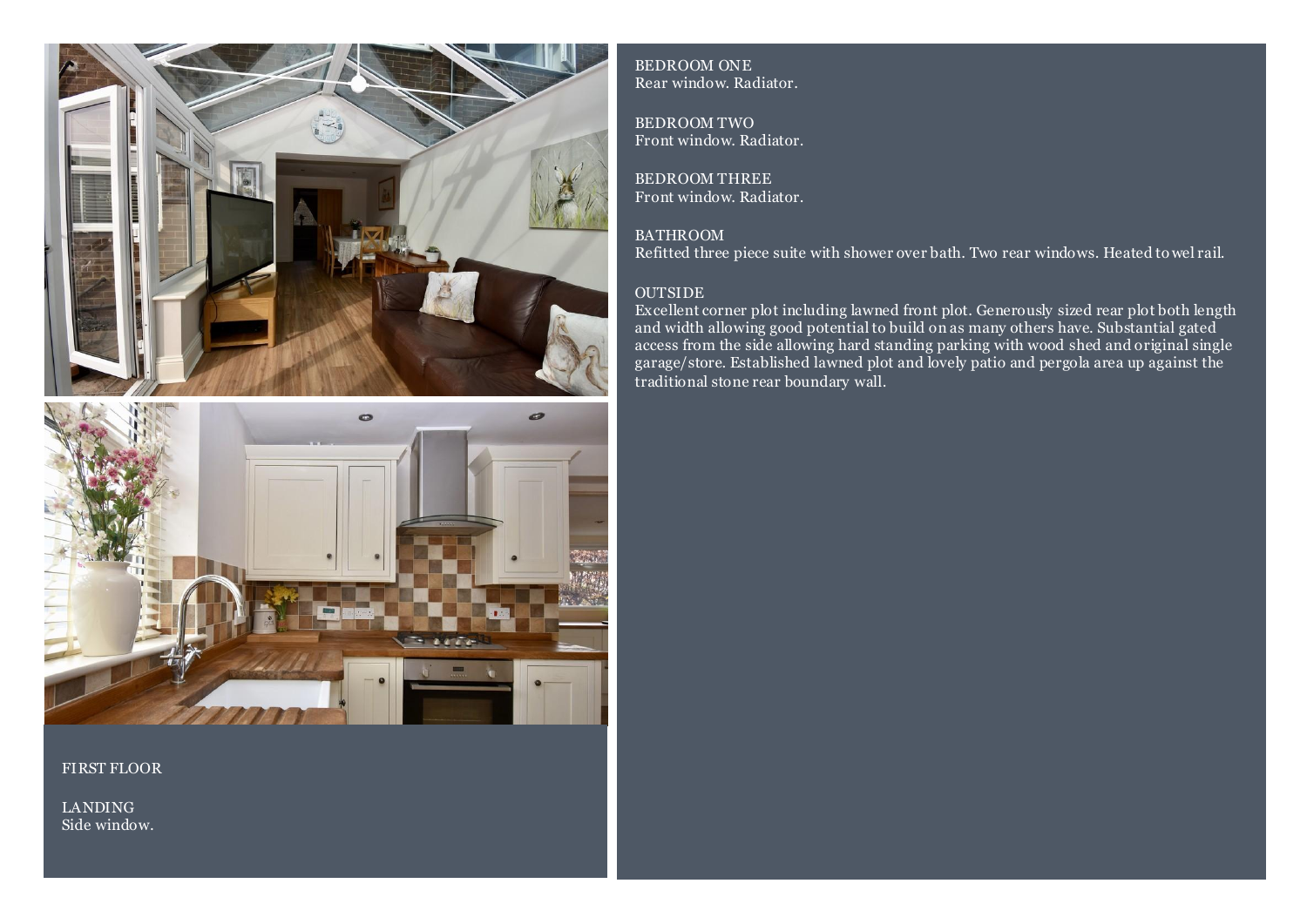## FIRST FLOOR

### LANDING
Side window.

### BEDROOM ONE
Rear window. Radiator.

### BEDROOM TWO
Front window. Radiator.

### BEDROOM THREE
Front window. Radiator.

### BATHROOM
Refitted three piece suite with shower over bath. Two rear windows. Heated towel rail.

### OUTSIDE
Excellent corner plot including lawned front plot. Generously sized rear plot both length and width allowing good potential to build on as many others have. Substantial gated access from the side allowing hard standing parking with wood shed and original single garage/store. Established lawned plot and lovely patio and pergola area up against the traditional stone rear boundary wall.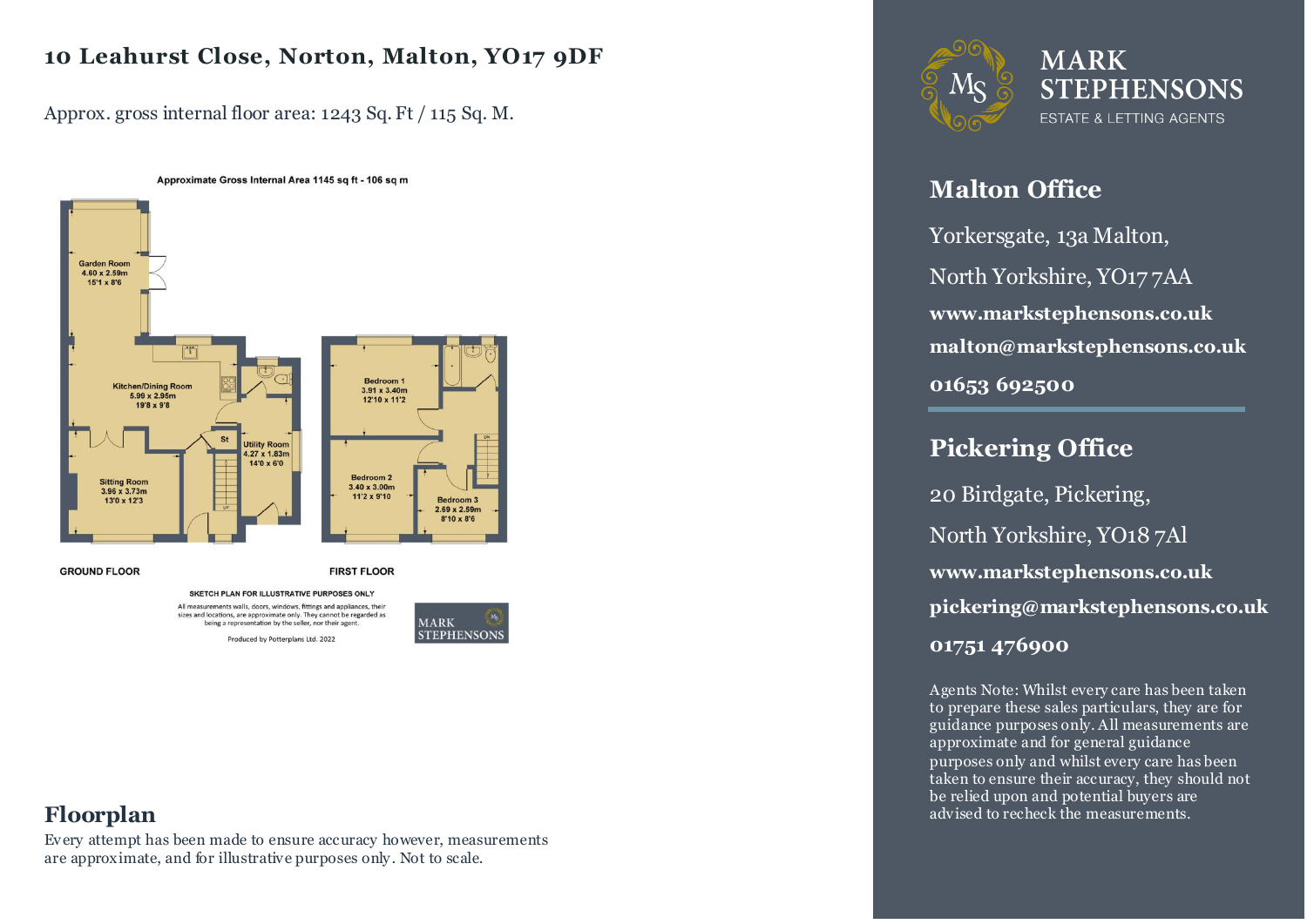# 10 Leahurst Close, Norton, Malton, YO17 9DF

Approx. gross internal floor area: 1243 Sq. Ft / 115 Sq. M.

Approximate Gross Internal Area 1145 sq ft - 106 sq m

Garden Room
4.60 x 2.59m
15'1 x 8'6

Kitchen/Dining Room
5.99 x 2.95m
19'8 x 9'8

St

Utility Room
4.27 x 1.83m
14'0 x 6'0

Sitting Room
3.96 x 3.73m
13'0 x 12'3

UP

Bedroom 1
3.91 x 3.40m
12'10 x 11'2

DN

Bedroom 2
3.40 x 3.00m
11'2 x 9'10

Bedroom 3
2.69 x 2.59m
8'10 x 8'6

GROUND FLOOR

FIRST FLOOR

SKETCH PLAN FOR ILLUSTRATIVE PURPOSES ONLY

All measurements walls, doors, windows, fittings and appliances, their sizes and locations, are approximate only. They cannot be regarded as being a representation by the seller, nor their agent.

Produced by Potterplans Ltd. 2022

MARK STEPHENSONS

## Floorplan

Every attempt has been made to ensure accuracy however, measurements are approximate, and for illustrative purposes only. Not to scale.

MARK STEPHENSONS
ESTATE & LETTING AGENTS

## Malton Office

Yorkersgate, 13a Malton,

North Yorkshire, YO17 7AA

**www.markstephensons.co.uk**

**malton@markstephensons.co.uk**

**01653 692500**

## Pickering Office

20 Birdgate, Pickering,

North Yorkshire, YO18 7Al

**www.markstephensons.co.uk**

**pickering@markstephensons.co.uk**

**01751 476900**

Agents Note: Whilst every care has been taken to prepare these sales particulars, they are for guidance purposes only. All measurements are approximate and for general guidance purposes only and whilst every care has been taken to ensure their accuracy, they should not be relied upon and potential buyers are advised to recheck the measurements.